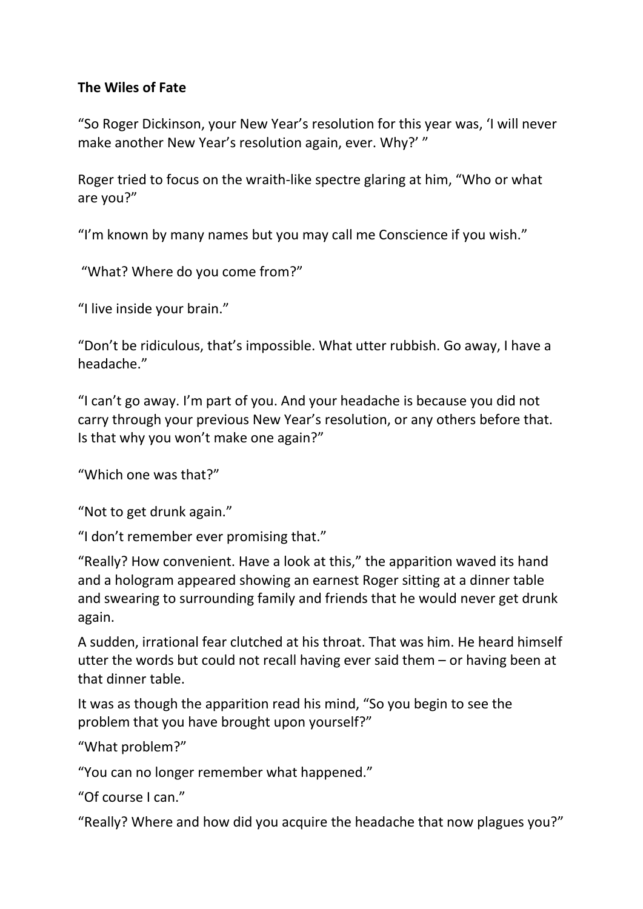**The Wiles of Fate**

"So Roger Dickinson, your New Year's resolution for this year was, 'I will never make another New Year's resolution again, ever. Why?' "

Roger tried to focus on the wraith-like spectre glaring at him, "Who or what are you?"

"I'm known by many names but you may call me Conscience if you wish."

"What? Where do you come from?"

"I live inside your brain."

"Don't be ridiculous, that's impossible. What utter rubbish. Go away, I have a headache."

"I can't go away. I'm part of you. And your headache is because you did not carry through your previous New Year's resolution, or any others before that. Is that why you won't make one again?"

"Which one was that?"

"Not to get drunk again."

"I don't remember ever promising that."

"Really? How convenient. Have a look at this," the apparition waved its hand and a hologram appeared showing an earnest Roger sitting at a dinner table and swearing to surrounding family and friends that he would never get drunk again.

A sudden, irrational fear clutched at his throat. That was him. He heard himself utter the words but could not recall having ever said them – or having been at that dinner table.

It was as though the apparition read his mind, "So you begin to see the problem that you have brought upon yourself?"

"What problem?"

"You can no longer remember what happened."

"Of course I can."

"Really? Where and how did you acquire the headache that now plagues you?"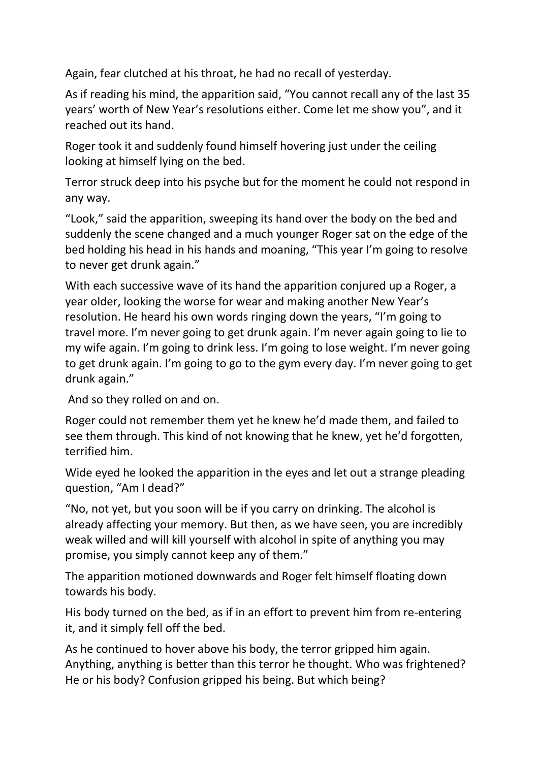Again, fear clutched at his throat, he had no recall of yesterday.

As if reading his mind, the apparition said, "You cannot recall any of the last 35 years' worth of New Year's resolutions either. Come let me show you", and it reached out its hand.

Roger took it and suddenly found himself hovering just under the ceiling looking at himself lying on the bed.

Terror struck deep into his psyche but for the moment he could not respond in any way.

"Look," said the apparition, sweeping its hand over the body on the bed and suddenly the scene changed and a much younger Roger sat on the edge of the bed holding his head in his hands and moaning, "This year I'm going to resolve to never get drunk again."

With each successive wave of its hand the apparition conjured up a Roger, a year older, looking the worse for wear and making another New Year's resolution. He heard his own words ringing down the years, "I'm going to travel more. I'm never going to get drunk again. I'm never again going to lie to my wife again. I'm going to drink less. I'm going to lose weight. I'm never going to get drunk again. I'm going to go to the gym every day. I'm never going to get drunk again."

And so they rolled on and on.

Roger could not remember them yet he knew he'd made them, and failed to see them through. This kind of not knowing that he knew, yet he'd forgotten, terrified him.

Wide eyed he looked the apparition in the eyes and let out a strange pleading question, "Am I dead?"

"No, not yet, but you soon will be if you carry on drinking. The alcohol is already affecting your memory. But then, as we have seen, you are incredibly weak willed and will kill yourself with alcohol in spite of anything you may promise, you simply cannot keep any of them."

The apparition motioned downwards and Roger felt himself floating down towards his body.

His body turned on the bed, as if in an effort to prevent him from re-entering it, and it simply fell off the bed.

As he continued to hover above his body, the terror gripped him again. Anything, anything is better than this terror he thought. Who was frightened? He or his body? Confusion gripped his being. But which being?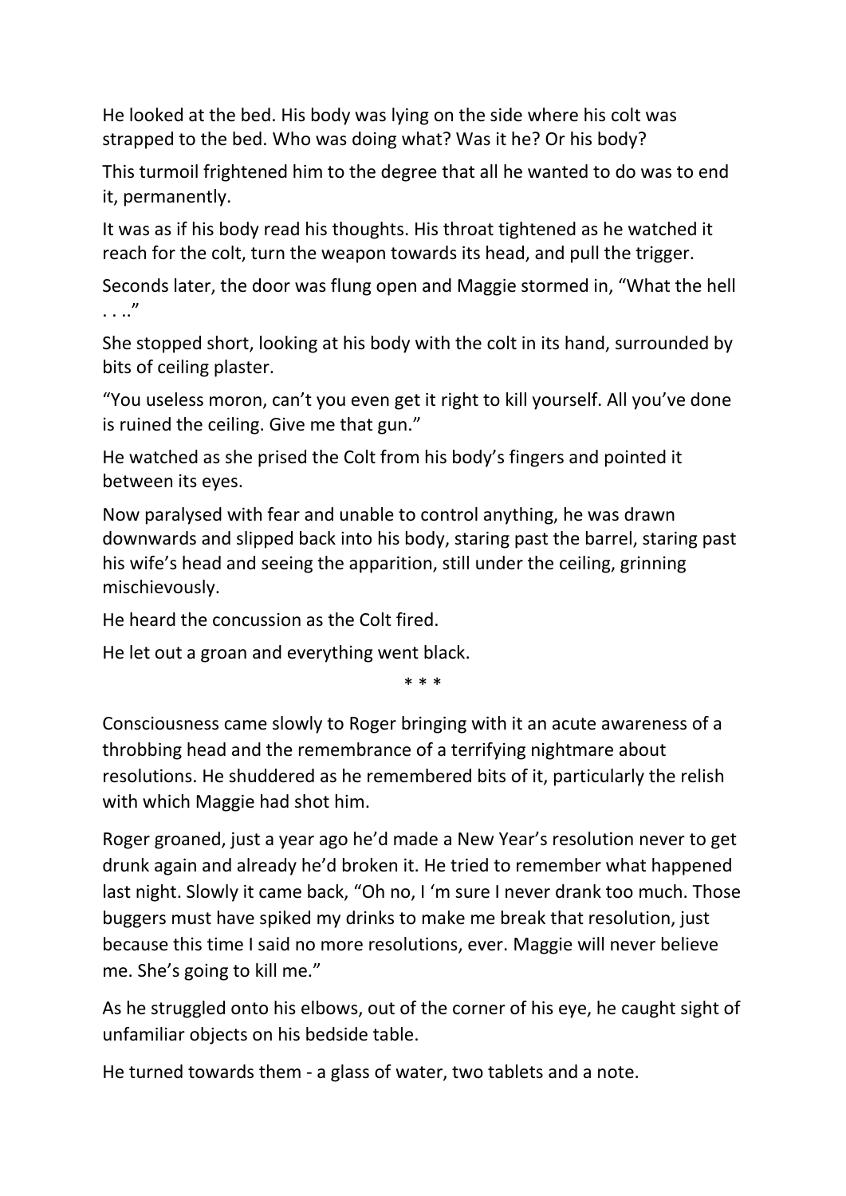He looked at the bed. His body was lying on the side where his colt was strapped to the bed. Who was doing what? Was it he? Or his body?

This turmoil frightened him to the degree that all he wanted to do was to end it, permanently.

It was as if his body read his thoughts. His throat tightened as he watched it reach for the colt, turn the weapon towards its head, and pull the trigger.

Seconds later, the door was flung open and Maggie stormed in, "What the hell . . .."

She stopped short, looking at his body with the colt in its hand, surrounded by bits of ceiling plaster.

"You useless moron, can't you even get it right to kill yourself. All you've done is ruined the ceiling. Give me that gun."

He watched as she prised the Colt from his body's fingers and pointed it between its eyes.

Now paralysed with fear and unable to control anything, he was drawn downwards and slipped back into his body, staring past the barrel, staring past his wife's head and seeing the apparition, still under the ceiling, grinning mischievously.

He heard the concussion as the Colt fired.

He let out a groan and everything went black.

\* \* \*

Consciousness came slowly to Roger bringing with it an acute awareness of a throbbing head and the remembrance of a terrifying nightmare about resolutions. He shuddered as he remembered bits of it, particularly the relish with which Maggie had shot him.

Roger groaned, just a year ago he'd made a New Year's resolution never to get drunk again and already he'd broken it. He tried to remember what happened last night. Slowly it came back, "Oh no, I 'm sure I never drank too much. Those buggers must have spiked my drinks to make me break that resolution, just because this time I said no more resolutions, ever. Maggie will never believe me. She's going to kill me."

As he struggled onto his elbows, out of the corner of his eye, he caught sight of unfamiliar objects on his bedside table.

He turned towards them - a glass of water, two tablets and a note.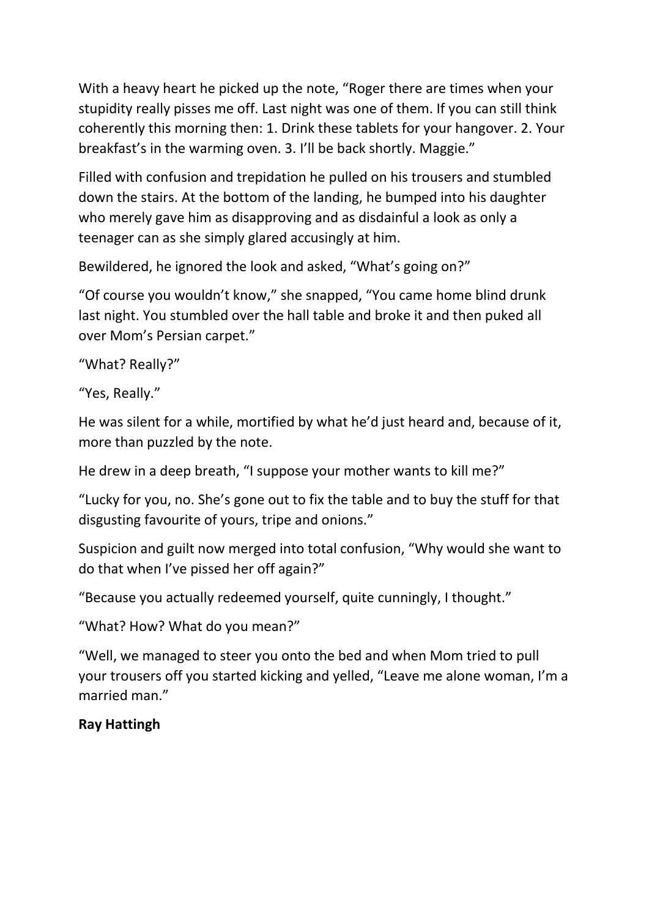With a heavy heart he picked up the note, "Roger there are times when your stupidity really pisses me off. Last night was one of them. If you can still think coherently this morning then: 1. Drink these tablets for your hangover. 2. Your breakfast's in the warming oven. 3. I'll be back shortly. Maggie."

Filled with confusion and trepidation he pulled on his trousers and stumbled down the stairs. At the bottom of the landing, he bumped into his daughter who merely gave him as disapproving and as disdainful a look as only a teenager can as she simply glared accusingly at him.

Bewildered, he ignored the look and asked, "What's going on?"

"Of course you wouldn't know," she snapped, "You came home blind drunk last night. You stumbled over the hall table and broke it and then puked all over Mom's Persian carpet."

"What? Really?"

"Yes, Really."

He was silent for a while, mortified by what he'd just heard and, because of it, more than puzzled by the note.

He drew in a deep breath, "I suppose your mother wants to kill me?"

"Lucky for you, no. She's gone out to fix the table and to buy the stuff for that disgusting favourite of yours, tripe and onions."

Suspicion and guilt now merged into total confusion, "Why would she want to do that when I've pissed her off again?"

"Because you actually redeemed yourself, quite cunningly, I thought."

"What? How? What do you mean?"

"Well, we managed to steer you onto the bed and when Mom tried to pull your trousers off you started kicking and yelled, "Leave me alone woman, I'm a married man."

**Ray Hattingh**